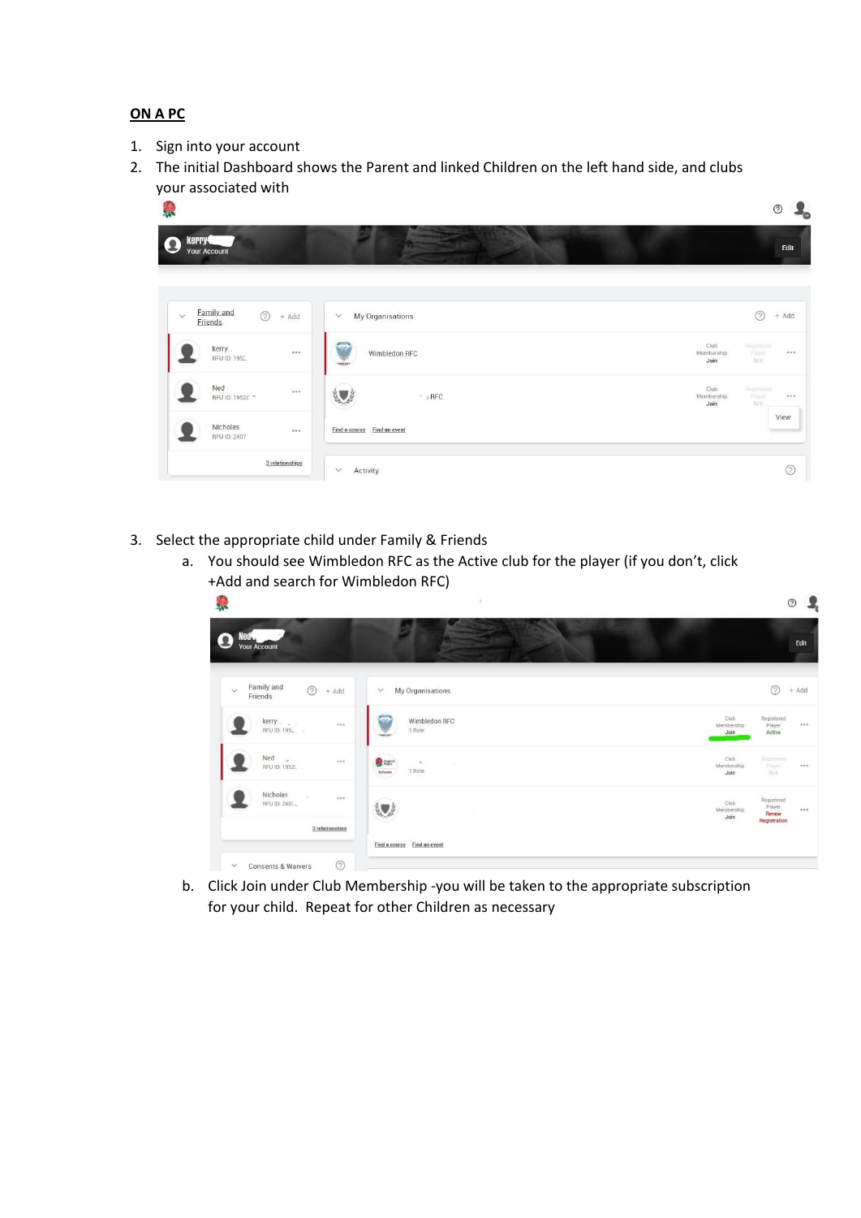## ON A PC

1. Sign into your account
2. The initial Dashboard shows the Parent and linked Children on the left hand side, and clubs your associated with
3. Select the appropriate child under Family & Friends
    a. You should see Wimbledon RFC as the Active club for the player (if you don't, click +Add and search for Wimbledon RFC)
    b. Click Join under Club Membership -you will be taken to the appropriate subscription for your child. Repeat for other Children as necessary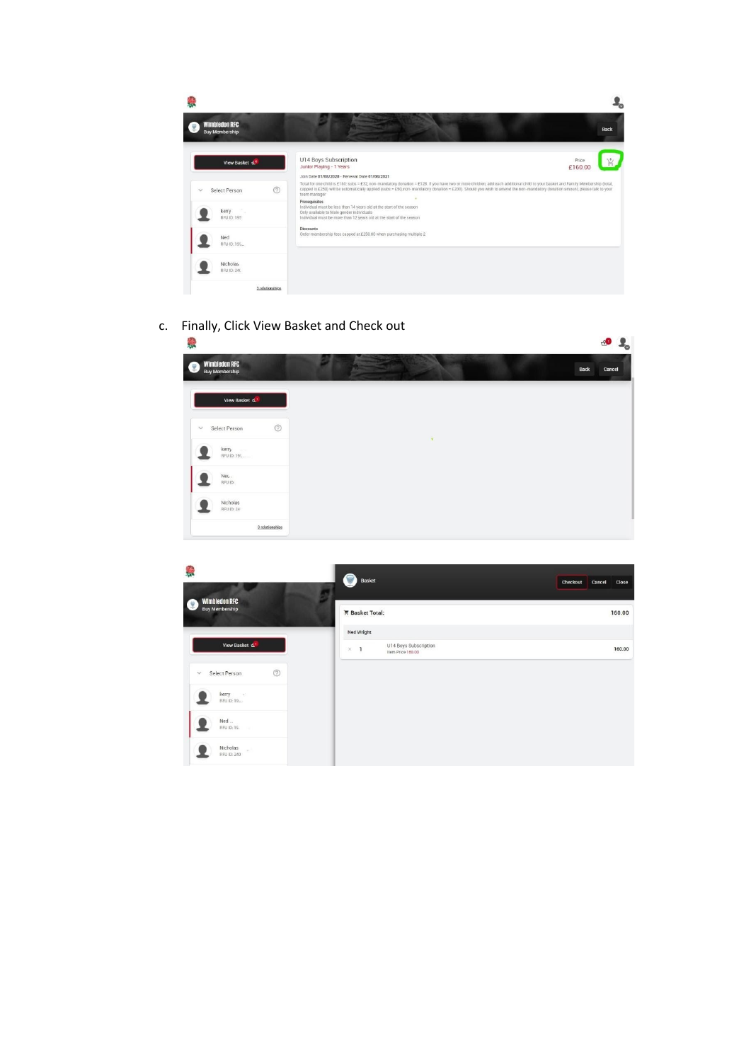c. Finally, Click View Basket and Check out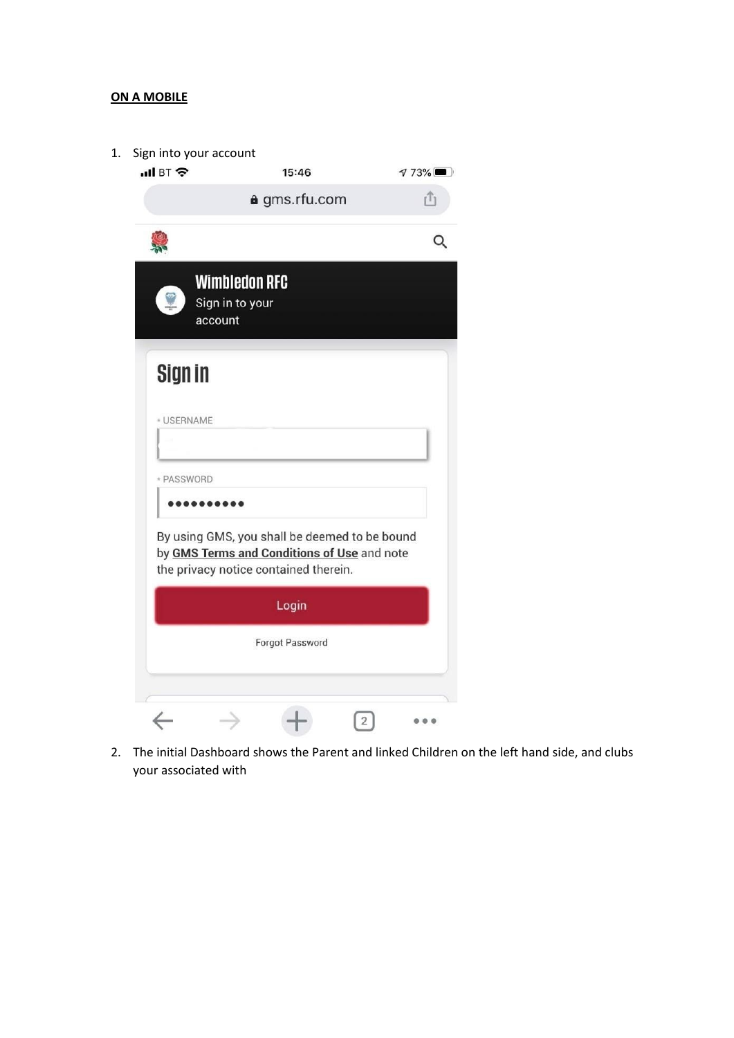**ON A MOBILE**

1. Sign into your account

2. The initial Dashboard shows the Parent and linked Children on the left hand side, and clubs your associated with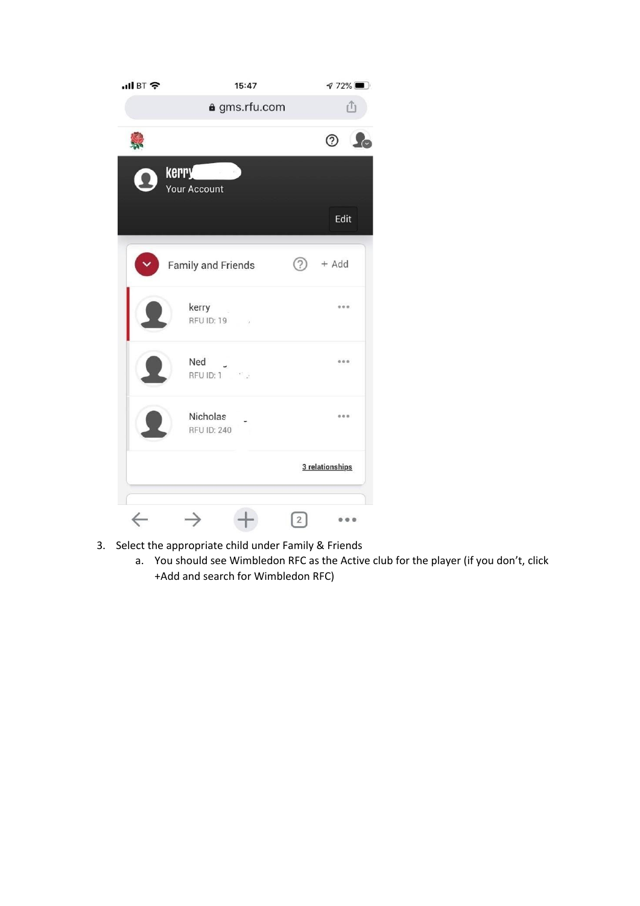3. Select the appropriate child under Family & Friends
    a. You should see Wimbledon RFC as the Active club for the player (if you don't, click +Add and search for Wimbledon RFC)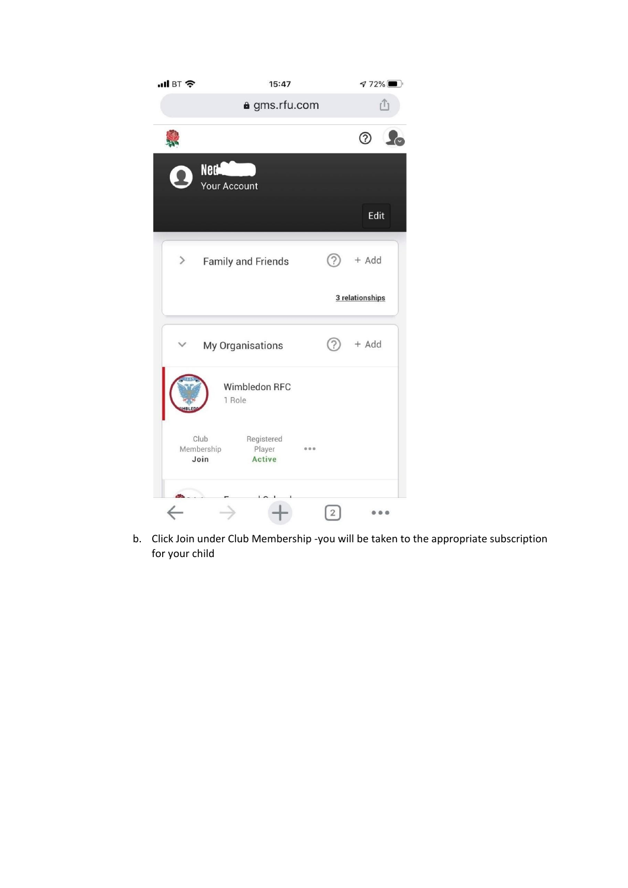b. Click Join under Club Membership -you will be taken to the appropriate subscription for your child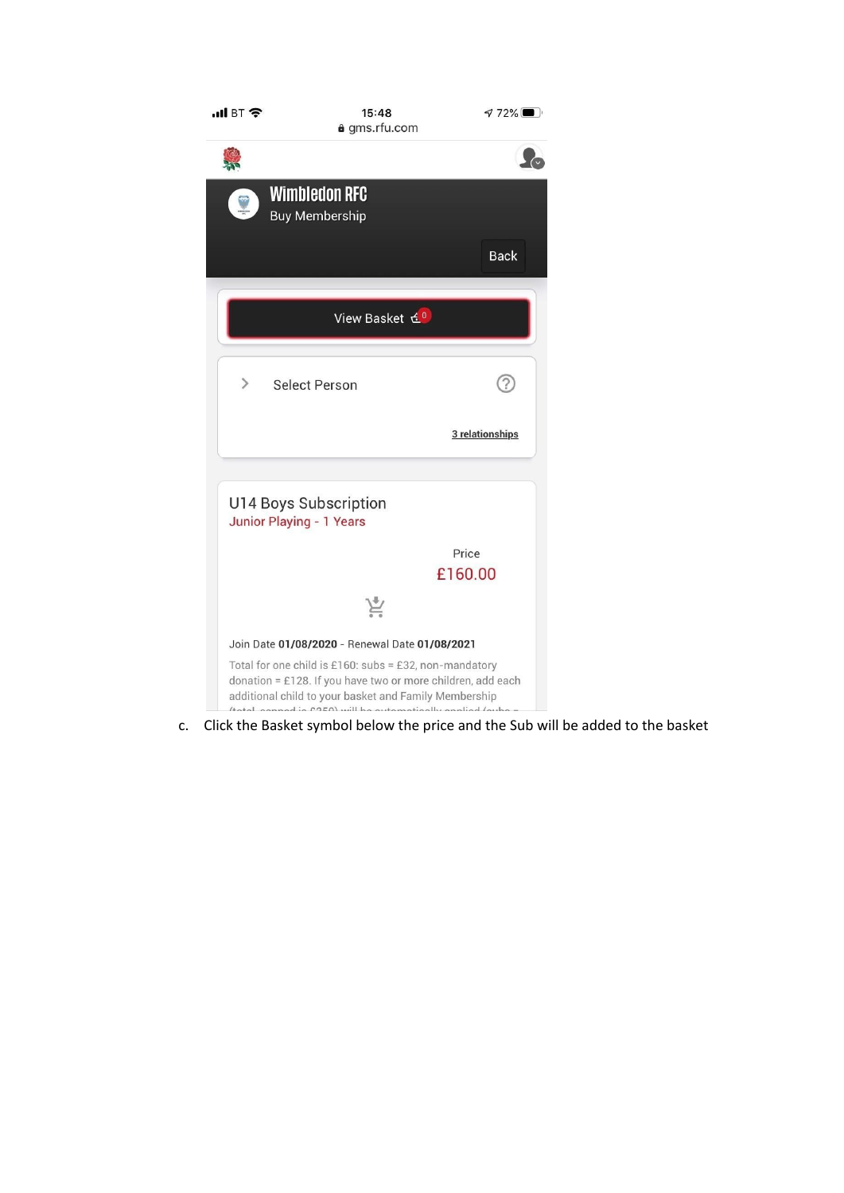15:48
gms.rfu.com

Wimbledon RFC

Buy Membership

Back

View Basket 0

Select Person

3 relationships

U14 Boys Subscription

Junior Playing - 1 Years

Price

£160.00

Join Date **01/08/2020** - Renewal Date **01/08/2021**

Total for one child is £160: subs = £32, non-mandatory donation = £128. If you have two or more children, add each additional child to your basket and Family Membership

c. Click the Basket symbol below the price and the Sub will be added to the basket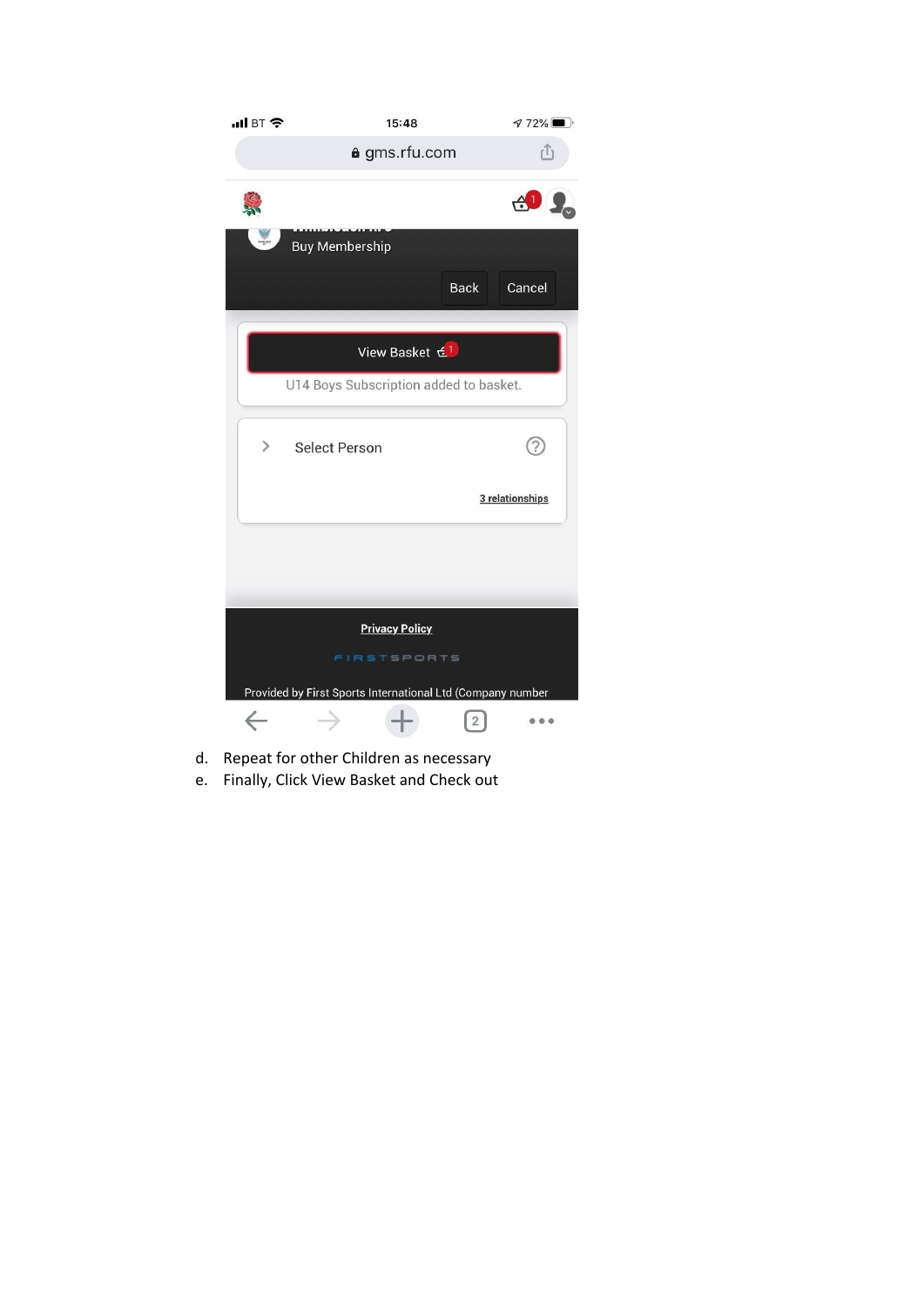d. Repeat for other Children as necessary
e. Finally, Click View Basket and Check out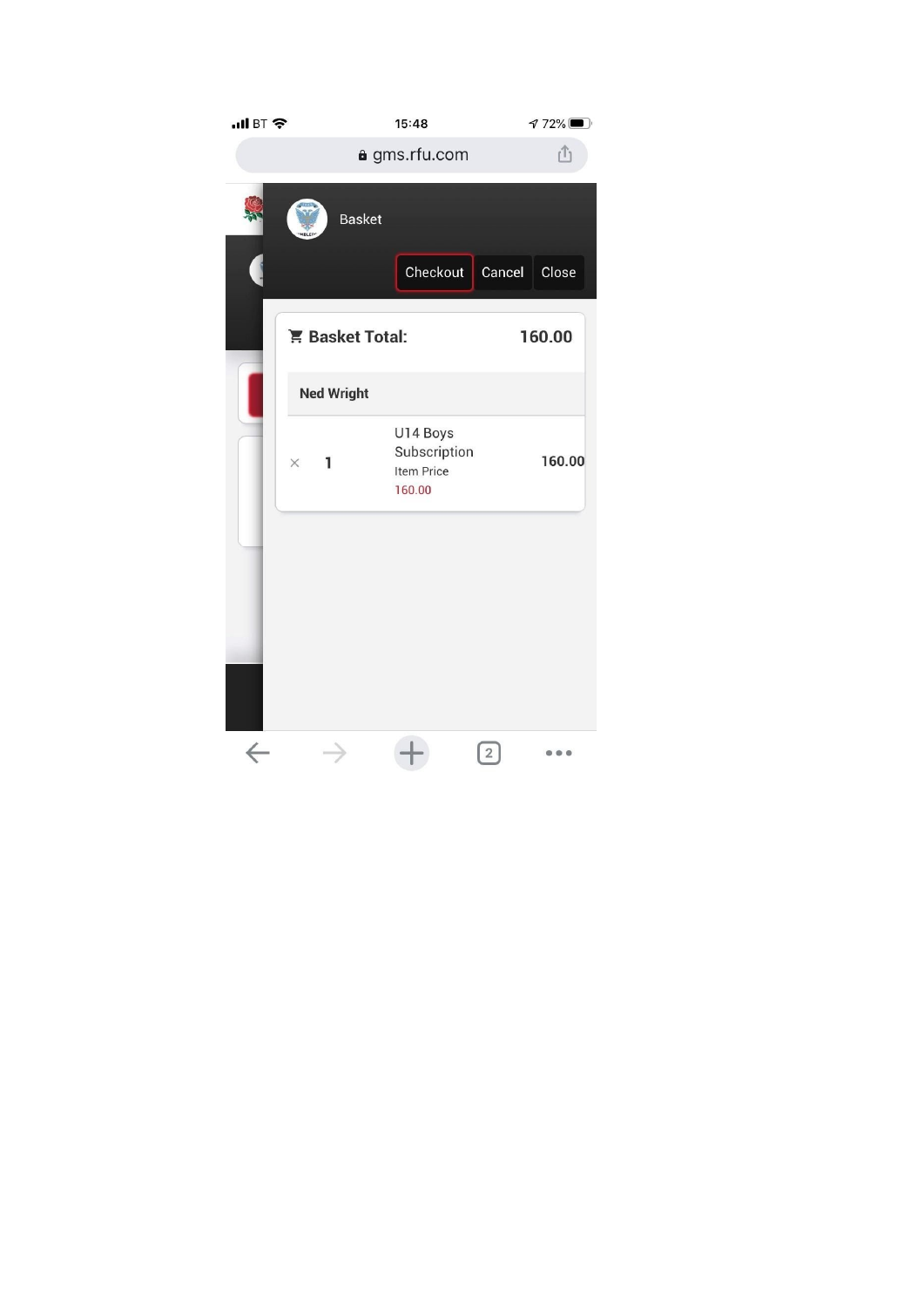gms.rfu.com

Basket

Checkout | Cancel | Close

**Basket Total:** 160.00

**Ned Wright**

× 1 U14 Boys Subscription
Item Price
160.00

160.00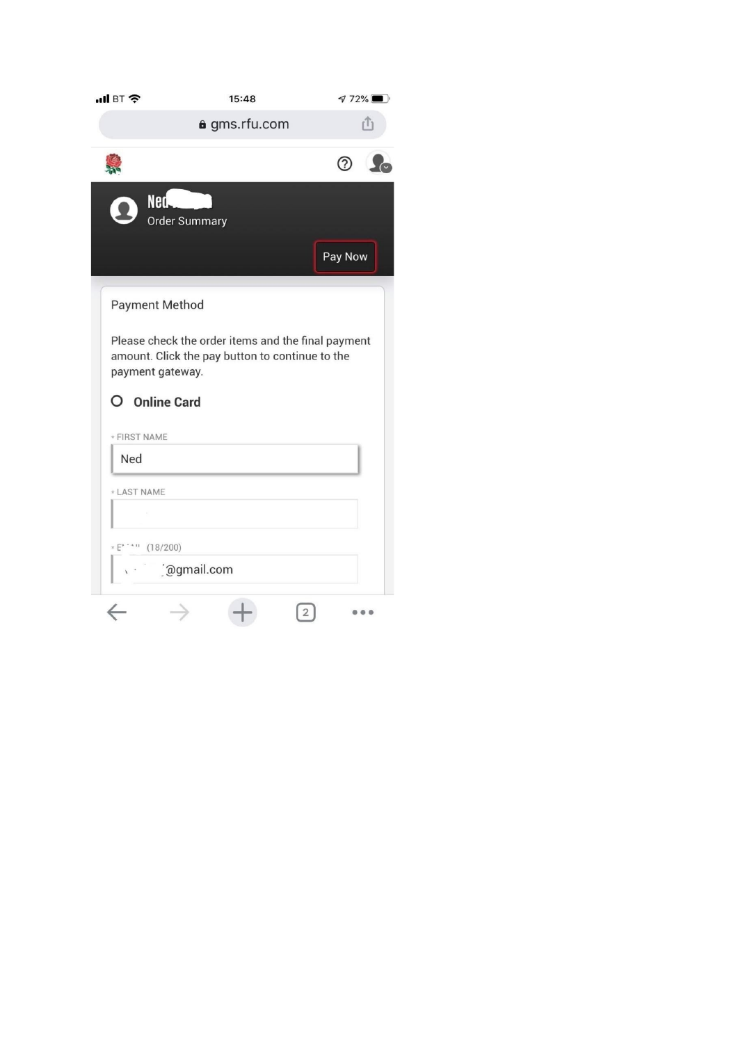BT 15:48 72%

gms.rfu.com

Ned

Order Summary

Pay Now

Payment Method

Please check the order items and the final payment amount. Click the pay button to continue to the payment gateway.

Online Card

* FIRST NAME

Ned

* LAST NAME

* E (18/200)

@gmail.com